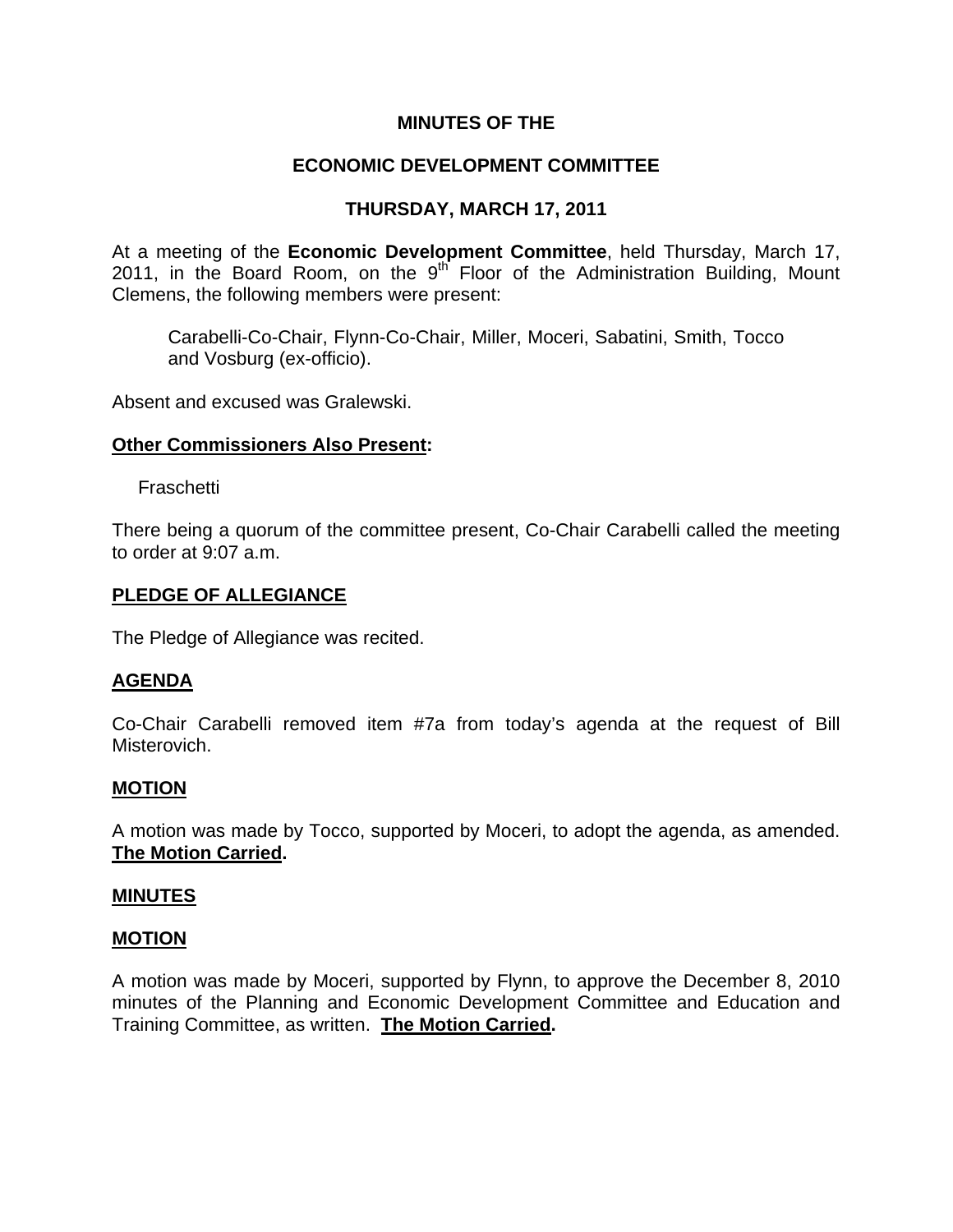**MINUTES OF THE**

**ECONOMIC DEVELOPMENT COMMITTEE**

**THURSDAY, MARCH 17, 2011**

At a meeting of the **Economic Development Committee**, held Thursday, March 17, 2011, in the Board Room, on the 9th Floor of the Administration Building, Mount Clemens, the following members were present:

Carabelli-Co-Chair, Flynn-Co-Chair, Miller, Moceri, Sabatini, Smith, Tocco and Vosburg (ex-officio).

Absent and excused was Gralewski.

**Other Commissioners Also Present:**

Fraschetti

There being a quorum of the committee present, Co-Chair Carabelli called the meeting to order at 9:07 a.m.

**PLEDGE OF ALLEGIANCE**

The Pledge of Allegiance was recited.

**AGENDA**

Co-Chair Carabelli removed item #7a from today's agenda at the request of Bill Misterovich.

**MOTION**

A motion was made by Tocco, supported by Moceri, to adopt the agenda, as amended. **The Motion Carried.**

**MINUTES**

**MOTION**

A motion was made by Moceri, supported by Flynn, to approve the December 8, 2010 minutes of the Planning and Economic Development Committee and Education and Training Committee, as written. **The Motion Carried.**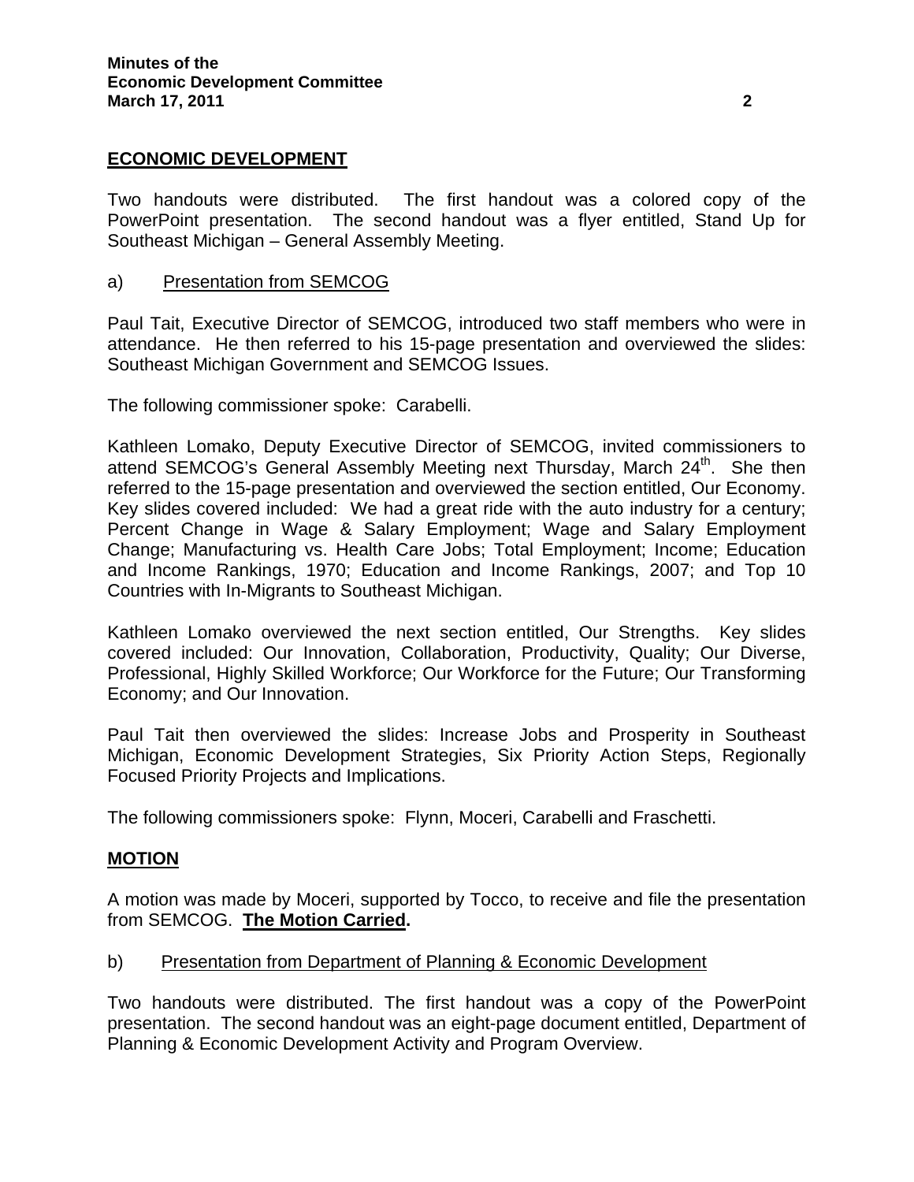## ECONOMIC DEVELOPMENT

Two handouts were distributed. The first handout was a colored copy of the PowerPoint presentation. The second handout was a flyer entitled, Stand Up for Southeast Michigan – General Assembly Meeting.

a) Presentation from SEMCOG

Paul Tait, Executive Director of SEMCOG, introduced two staff members who were in attendance. He then referred to his 15-page presentation and overviewed the slides: Southeast Michigan Government and SEMCOG Issues.

The following commissioner spoke: Carabelli.

Kathleen Lomako, Deputy Executive Director of SEMCOG, invited commissioners to attend SEMCOG's General Assembly Meeting next Thursday, March 24th. She then referred to the 15-page presentation and overviewed the section entitled, Our Economy. Key slides covered included: We had a great ride with the auto industry for a century; Percent Change in Wage & Salary Employment; Wage and Salary Employment Change; Manufacturing vs. Health Care Jobs; Total Employment; Income; Education and Income Rankings, 1970; Education and Income Rankings, 2007; and Top 10 Countries with In-Migrants to Southeast Michigan.

Kathleen Lomako overviewed the next section entitled, Our Strengths. Key slides covered included: Our Innovation, Collaboration, Productivity, Quality; Our Diverse, Professional, Highly Skilled Workforce; Our Workforce for the Future; Our Transforming Economy; and Our Innovation.

Paul Tait then overviewed the slides: Increase Jobs and Prosperity in Southeast Michigan, Economic Development Strategies, Six Priority Action Steps, Regionally Focused Priority Projects and Implications.

The following commissioners spoke: Flynn, Moceri, Carabelli and Fraschetti.

## MOTION

A motion was made by Moceri, supported by Tocco, to receive and file the presentation from SEMCOG. **The Motion Carried.**

b) Presentation from Department of Planning & Economic Development

Two handouts were distributed. The first handout was a copy of the PowerPoint presentation. The second handout was an eight-page document entitled, Department of Planning & Economic Development Activity and Program Overview.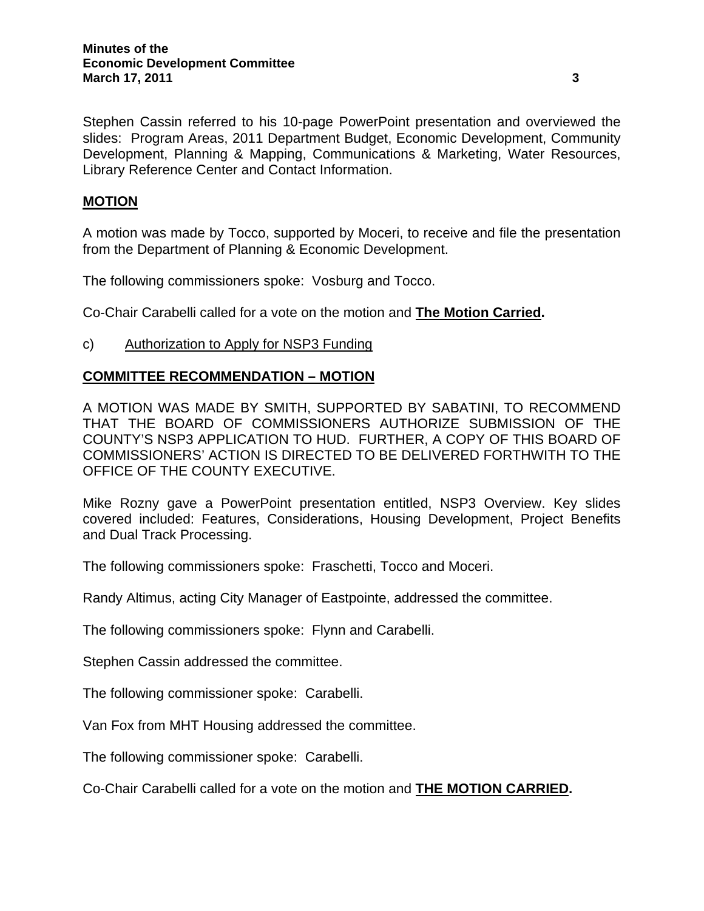Stephen Cassin referred to his 10-page PowerPoint presentation and overviewed the slides: Program Areas, 2011 Department Budget, Economic Development, Community Development, Planning & Mapping, Communications & Marketing, Water Resources, Library Reference Center and Contact Information.

**MOTION**

A motion was made by Tocco, supported by Moceri, to receive and file the presentation from the Department of Planning & Economic Development.

The following commissioners spoke: Vosburg and Tocco.

Co-Chair Carabelli called for a vote on the motion and **The Motion Carried.**

c) Authorization to Apply for NSP3 Funding

**COMMITTEE RECOMMENDATION – MOTION**

A MOTION WAS MADE BY SMITH, SUPPORTED BY SABATINI, TO RECOMMEND THAT THE BOARD OF COMMISSIONERS AUTHORIZE SUBMISSION OF THE COUNTY'S NSP3 APPLICATION TO HUD. FURTHER, A COPY OF THIS BOARD OF COMMISSIONERS' ACTION IS DIRECTED TO BE DELIVERED FORTHWITH TO THE OFFICE OF THE COUNTY EXECUTIVE.

Mike Rozny gave a PowerPoint presentation entitled, NSP3 Overview. Key slides covered included: Features, Considerations, Housing Development, Project Benefits and Dual Track Processing.

The following commissioners spoke: Fraschetti, Tocco and Moceri.

Randy Altimus, acting City Manager of Eastpointe, addressed the committee.

The following commissioners spoke: Flynn and Carabelli.

Stephen Cassin addressed the committee.

The following commissioner spoke: Carabelli.

Van Fox from MHT Housing addressed the committee.

The following commissioner spoke: Carabelli.

Co-Chair Carabelli called for a vote on the motion and **THE MOTION CARRIED.**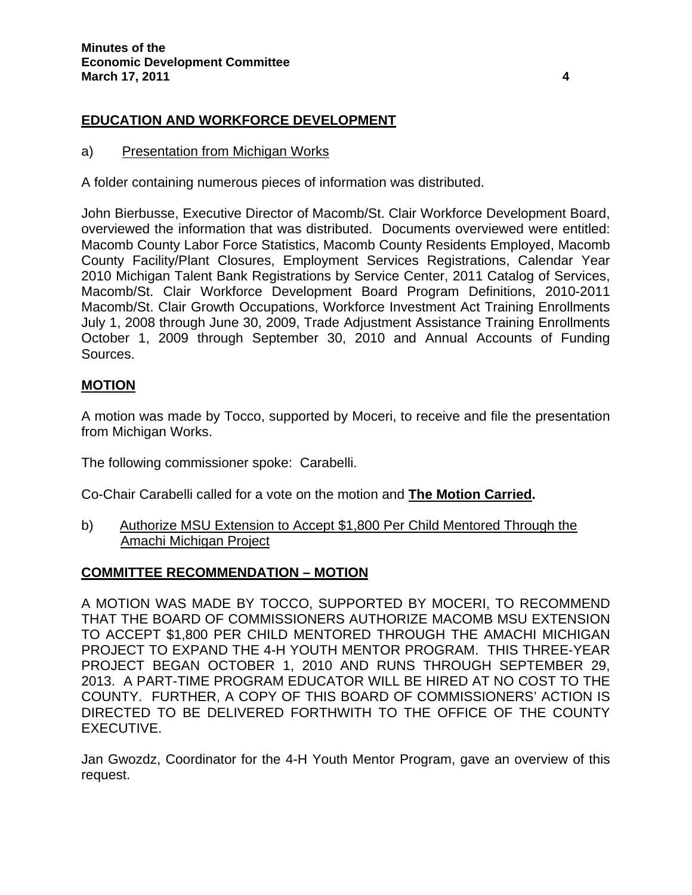## EDUCATION AND WORKFORCE DEVELOPMENT

a) Presentation from Michigan Works

A folder containing numerous pieces of information was distributed.

John Bierbusse, Executive Director of Macomb/St. Clair Workforce Development Board, overviewed the information that was distributed. Documents overviewed were entitled: Macomb County Labor Force Statistics, Macomb County Residents Employed, Macomb County Facility/Plant Closures, Employment Services Registrations, Calendar Year 2010 Michigan Talent Bank Registrations by Service Center, 2011 Catalog of Services, Macomb/St. Clair Workforce Development Board Program Definitions, 2010-2011 Macomb/St. Clair Growth Occupations, Workforce Investment Act Training Enrollments July 1, 2008 through June 30, 2009, Trade Adjustment Assistance Training Enrollments October 1, 2009 through September 30, 2010 and Annual Accounts of Funding Sources.

### MOTION

A motion was made by Tocco, supported by Moceri, to receive and file the presentation from Michigan Works.

The following commissioner spoke: Carabelli.

Co-Chair Carabelli called for a vote on the motion and **The Motion Carried.**

b) Authorize MSU Extension to Accept $1,800 Per Child Mentored Through the Amachi Michigan Project

### COMMITTEE RECOMMENDATION – MOTION

A MOTION WAS MADE BY TOCCO, SUPPORTED BY MOCERI, TO RECOMMEND THAT THE BOARD OF COMMISSIONERS AUTHORIZE MACOMB MSU EXTENSION TO ACCEPT $1,800 PER CHILD MENTORED THROUGH THE AMACHI MICHIGAN PROJECT TO EXPAND THE 4-H YOUTH MENTOR PROGRAM. THIS THREE-YEAR PROJECT BEGAN OCTOBER 1, 2010 AND RUNS THROUGH SEPTEMBER 29, 2013. A PART-TIME PROGRAM EDUCATOR WILL BE HIRED AT NO COST TO THE COUNTY. FURTHER, A COPY OF THIS BOARD OF COMMISSIONERS' ACTION IS DIRECTED TO BE DELIVERED FORTHWITH TO THE OFFICE OF THE COUNTY EXECUTIVE.

Jan Gwozdz, Coordinator for the 4-H Youth Mentor Program, gave an overview of this request.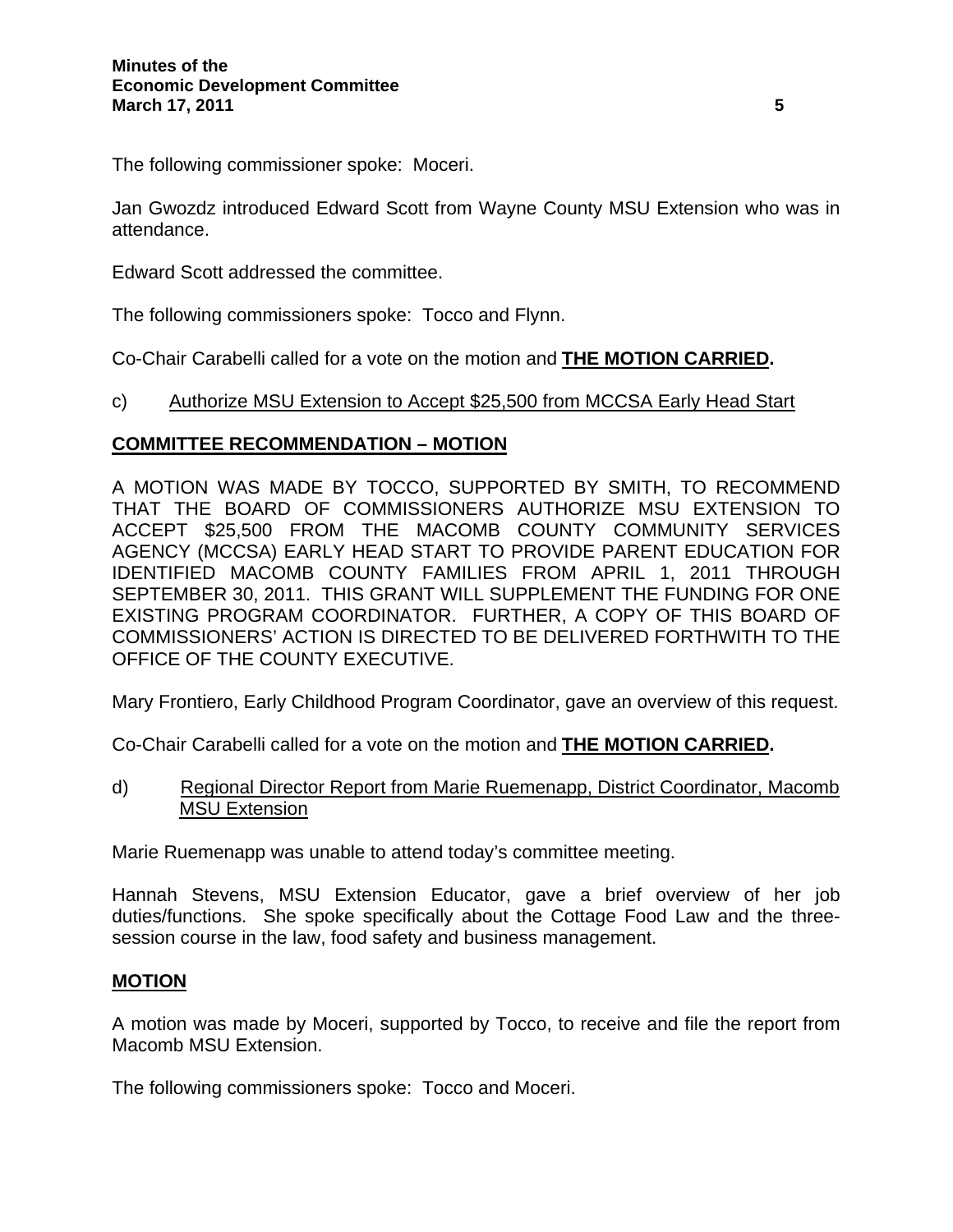The following commissioner spoke: Moceri.

Jan Gwozdz introduced Edward Scott from Wayne County MSU Extension who was in attendance.

Edward Scott addressed the committee.

The following commissioners spoke: Tocco and Flynn.

Co-Chair Carabelli called for a vote on the motion and **THE MOTION CARRIED.**

c) Authorize MSU Extension to Accept $25,500 from MCCSA Early Head Start

**COMMITTEE RECOMMENDATION – MOTION**

A MOTION WAS MADE BY TOCCO, SUPPORTED BY SMITH, TO RECOMMEND THAT THE BOARD OF COMMISSIONERS AUTHORIZE MSU EXTENSION TO ACCEPT $25,500 FROM THE MACOMB COUNTY COMMUNITY SERVICES AGENCY (MCCSA) EARLY HEAD START TO PROVIDE PARENT EDUCATION FOR IDENTIFIED MACOMB COUNTY FAMILIES FROM APRIL 1, 2011 THROUGH SEPTEMBER 30, 2011. THIS GRANT WILL SUPPLEMENT THE FUNDING FOR ONE EXISTING PROGRAM COORDINATOR. FURTHER, A COPY OF THIS BOARD OF COMMISSIONERS' ACTION IS DIRECTED TO BE DELIVERED FORTHWITH TO THE OFFICE OF THE COUNTY EXECUTIVE.

Mary Frontiero, Early Childhood Program Coordinator, gave an overview of this request.

Co-Chair Carabelli called for a vote on the motion and **THE MOTION CARRIED.**

d) Regional Director Report from Marie Ruemenapp, District Coordinator, Macomb MSU Extension

Marie Ruemenapp was unable to attend today's committee meeting.

Hannah Stevens, MSU Extension Educator, gave a brief overview of her job duties/functions. She spoke specifically about the Cottage Food Law and the three-session course in the law, food safety and business management.

**MOTION**

A motion was made by Moceri, supported by Tocco, to receive and file the report from Macomb MSU Extension.

The following commissioners spoke: Tocco and Moceri.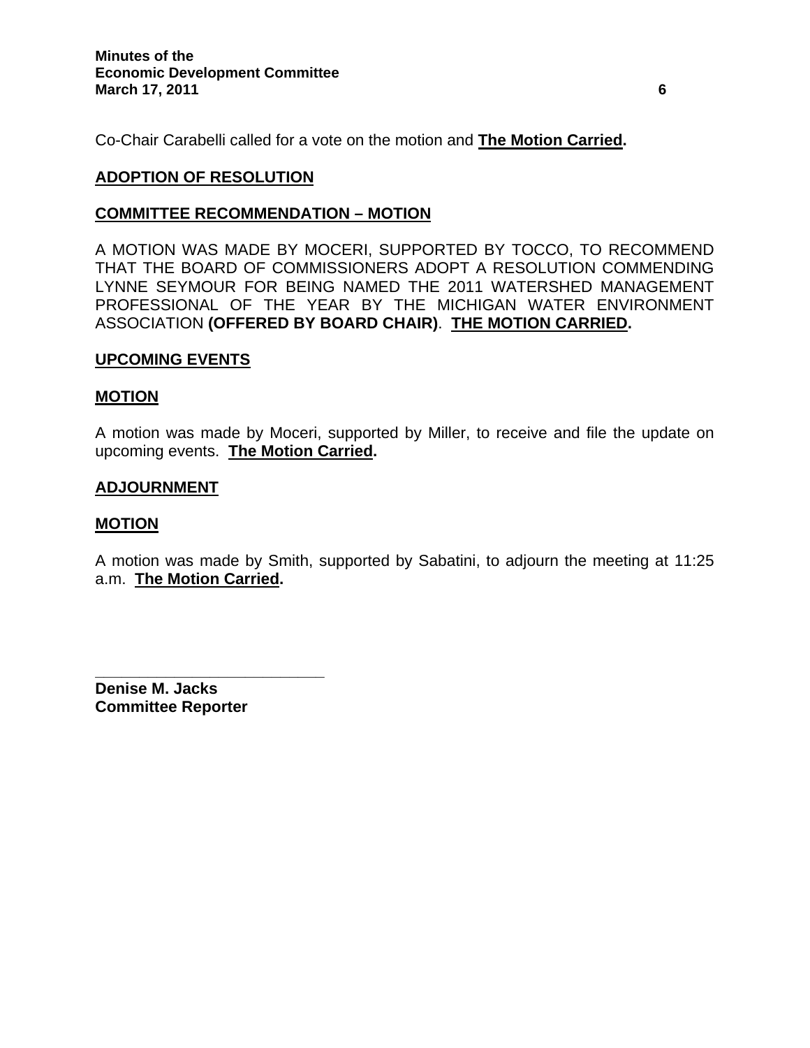Co-Chair Carabelli called for a vote on the motion and **The Motion Carried.**

**ADOPTION OF RESOLUTION**

**COMMITTEE RECOMMENDATION – MOTION**

A MOTION WAS MADE BY MOCERI, SUPPORTED BY TOCCO, TO RECOMMEND THAT THE BOARD OF COMMISSIONERS ADOPT A RESOLUTION COMMENDING LYNNE SEYMOUR FOR BEING NAMED THE 2011 WATERSHED MANAGEMENT PROFESSIONAL OF THE YEAR BY THE MICHIGAN WATER ENVIRONMENT ASSOCIATION **(OFFERED BY BOARD CHAIR)**. **THE MOTION CARRIED.**

**UPCOMING EVENTS**

**MOTION**

A motion was made by Moceri, supported by Miller, to receive and file the update on upcoming events. **The Motion Carried.**

**ADJOURNMENT**

**MOTION**

A motion was made by Smith, supported by Sabatini, to adjourn the meeting at 11:25 a.m. **The Motion Carried.**

\_\_\_\_\_\_\_\_\_\_\_\_\_\_\_\_\_\_\_\_\_\_\_\_\_\_\_\_

**Denise M. Jacks**
**Committee Reporter**